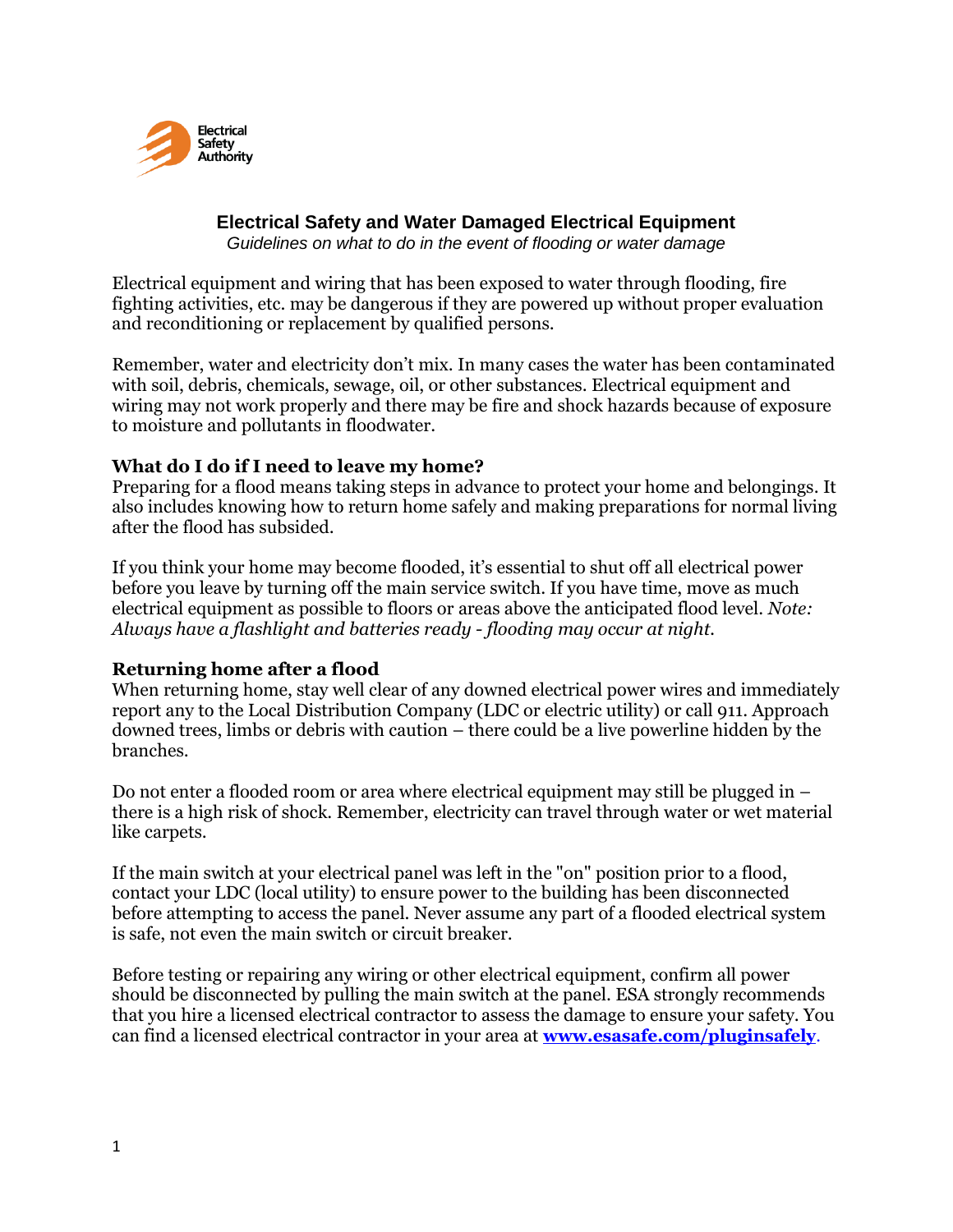Electrical Safety Authority

# Electrical Safety and Water Damaged Electrical Equipment

*Guidelines on what to do in the event of flooding or water damage*

Electrical equipment and wiring that has been exposed to water through flooding, fire fighting activities, etc. may be dangerous if they are powered up without proper evaluation and reconditioning or replacement by qualified persons.

Remember, water and electricity don't mix. In many cases the water has been contaminated with soil, debris, chemicals, sewage, oil, or other substances. Electrical equipment and wiring may not work properly and there may be fire and shock hazards because of exposure to moisture and pollutants in floodwater.

### What do I do if I need to leave my home?

Preparing for a flood means taking steps in advance to protect your home and belongings. It also includes knowing how to return home safely and making preparations for normal living after the flood has subsided.

If you think your home may become flooded, it's essential to shut off all electrical power before you leave by turning off the main service switch. If you have time, move as much electrical equipment as possible to floors or areas above the anticipated flood level. *Note: Always have a flashlight and batteries ready - flooding may occur at night.*

### Returning home after a flood

When returning home, stay well clear of any downed electrical power wires and immediately report any to the Local Distribution Company (LDC or electric utility) or call 911. Approach downed trees, limbs or debris with caution – there could be a live powerline hidden by the branches.

Do not enter a flooded room or area where electrical equipment may still be plugged in – there is a high risk of shock. Remember, electricity can travel through water or wet material like carpets.

If the main switch at your electrical panel was left in the "on" position prior to a flood, contact your LDC (local utility) to ensure power to the building has been disconnected before attempting to access the panel. Never assume any part of a flooded electrical system is safe, not even the main switch or circuit breaker.

Before testing or repairing any wiring or other electrical equipment, confirm all power should be disconnected by pulling the main switch at the panel. ESA strongly recommends that you hire a licensed electrical contractor to assess the damage to ensure your safety. You can find a licensed electrical contractor in your area at **[www.esasafe.com/pluginsafely](http://www.esasafe.com/pluginsafely)**.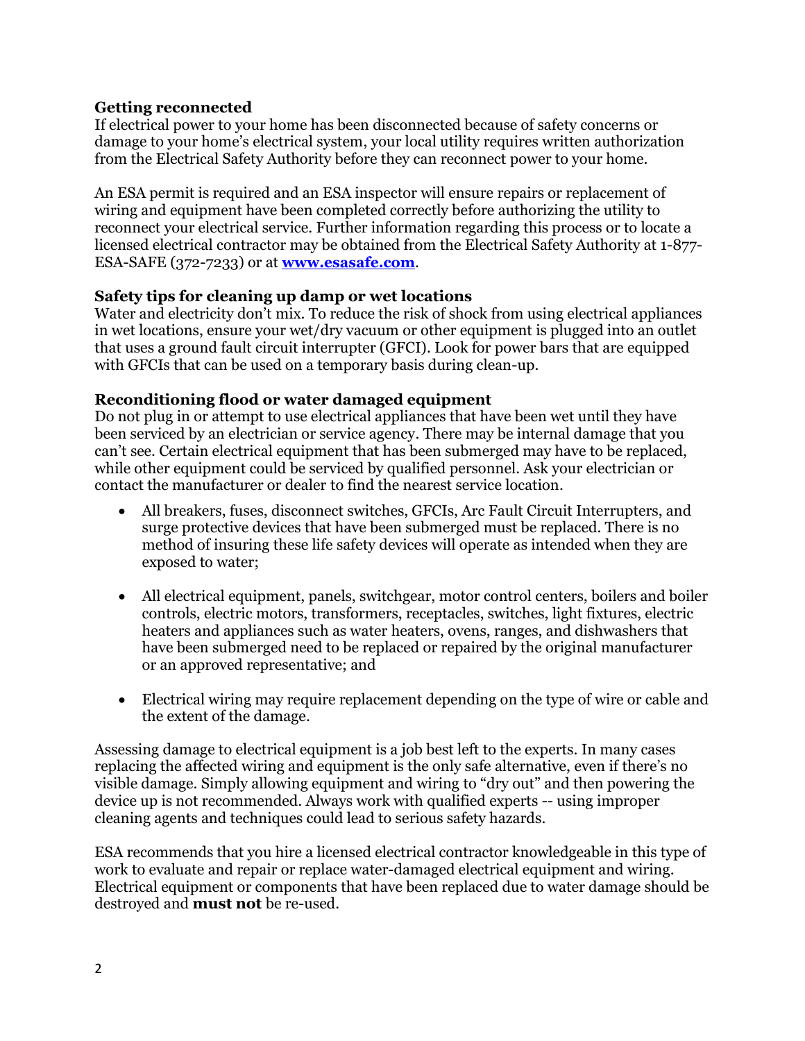**Getting reconnected**

If electrical power to your home has been disconnected because of safety concerns or damage to your home's electrical system, your local utility requires written authorization from the Electrical Safety Authority before they can reconnect power to your home.

An ESA permit is required and an ESA inspector will ensure repairs or replacement of wiring and equipment have been completed correctly before authorizing the utility to reconnect your electrical service. Further information regarding this process or to locate a licensed electrical contractor may be obtained from the Electrical Safety Authority at 1-877-ESA-SAFE (372-7233) or at **[www.esasafe.com](http://www.esasafe.com)**.

**Safety tips for cleaning up damp or wet locations**

Water and electricity don't mix. To reduce the risk of shock from using electrical appliances in wet locations, ensure your wet/dry vacuum or other equipment is plugged into an outlet that uses a ground fault circuit interrupter (GFCI). Look for power bars that are equipped with GFCIs that can be used on a temporary basis during clean-up.

**Reconditioning flood or water damaged equipment**

Do not plug in or attempt to use electrical appliances that have been wet until they have been serviced by an electrician or service agency. There may be internal damage that you can't see. Certain electrical equipment that has been submerged may have to be replaced, while other equipment could be serviced by qualified personnel. Ask your electrician or contact the manufacturer or dealer to find the nearest service location.

- All breakers, fuses, disconnect switches, GFCIs, Arc Fault Circuit Interrupters, and surge protective devices that have been submerged must be replaced. There is no method of insuring these life safety devices will operate as intended when they are exposed to water;

- All electrical equipment, panels, switchgear, motor control centers, boilers and boiler controls, electric motors, transformers, receptacles, switches, light fixtures, electric heaters and appliances such as water heaters, ovens, ranges, and dishwashers that have been submerged need to be replaced or repaired by the original manufacturer or an approved representative; and

- Electrical wiring may require replacement depending on the type of wire or cable and the extent of the damage.

Assessing damage to electrical equipment is a job best left to the experts. In many cases replacing the affected wiring and equipment is the only safe alternative, even if there's no visible damage. Simply allowing equipment and wiring to "dry out" and then powering the device up is not recommended. Always work with qualified experts -- using improper cleaning agents and techniques could lead to serious safety hazards.

ESA recommends that you hire a licensed electrical contractor knowledgeable in this type of work to evaluate and repair or replace water-damaged electrical equipment and wiring. Electrical equipment or components that have been replaced due to water damage should be destroyed and **must not** be re-used.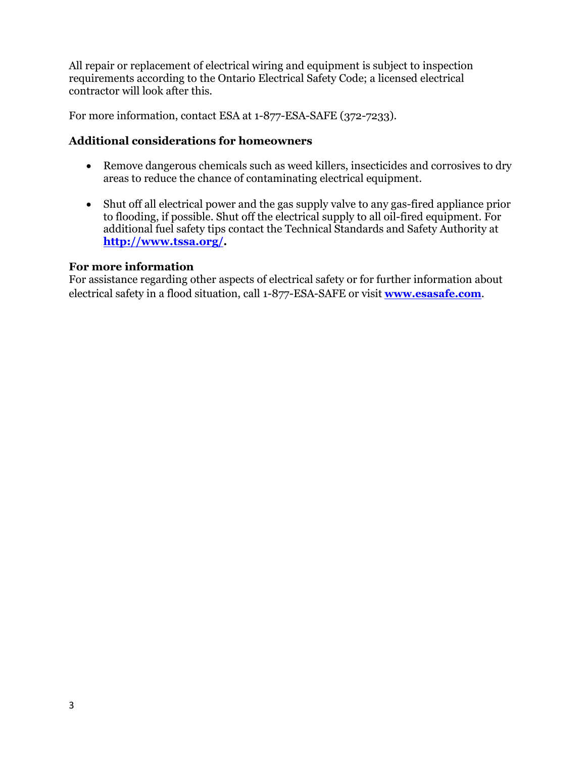All repair or replacement of electrical wiring and equipment is subject to inspection requirements according to the Ontario Electrical Safety Code; a licensed electrical contractor will look after this.

For more information, contact ESA at 1-877-ESA-SAFE (372-7233).

### Additional considerations for homeowners

- Remove dangerous chemicals such as weed killers, insecticides and corrosives to dry areas to reduce the chance of contaminating electrical equipment.

- Shut off all electrical power and the gas supply valve to any gas-fired appliance prior to flooding, if possible. Shut off the electrical supply to all oil-fired equipment. For additional fuel safety tips contact the Technical Standards and Safety Authority at **[http://www.tssa.org/](http://www.tssa.org/).**

### For more information

For assistance regarding other aspects of electrical safety or for further information about electrical safety in a flood situation, call 1-877-ESA-SAFE or visit **[www.esasafe.com](http://www.esasafe.com)**.